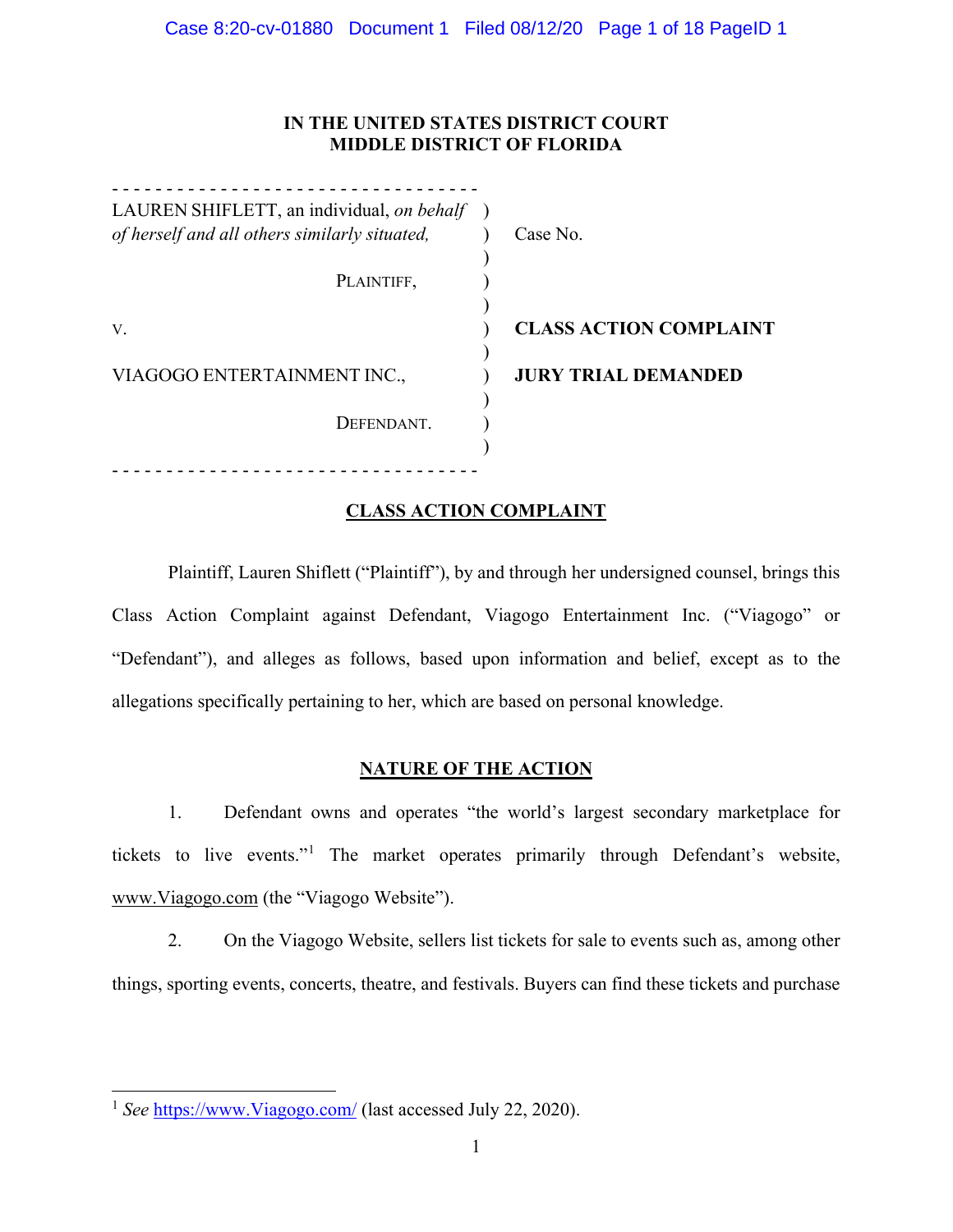# IN THE UNITED STATES DISTRICT COURT
# MIDDLE DISTRICT OF FLORIDA

LAUREN SHIFLETT, an individual, *on behalf of herself and all others similarly situated,*

PLAINTIFF,

v.

VIAGOGO ENTERTAINMENT INC.,

DEFENDANT.

Case No.

**CLASS ACTION COMPLAINT**

**JURY TRIAL DEMANDED**

## CLASS ACTION COMPLAINT

Plaintiff, Lauren Shiflett ("Plaintiff"), by and through her undersigned counsel, brings this Class Action Complaint against Defendant, Viagogo Entertainment Inc. ("Viagogo" or "Defendant"), and alleges as follows, based upon information and belief, except as to the allegations specifically pertaining to her, which are based on personal knowledge.

## NATURE OF THE ACTION

1. Defendant owns and operates "the world's largest secondary marketplace for tickets to live events."[1] The market operates primarily through Defendant's website, www.Viagogo.com (the "Viagogo Website").

2. On the Viagogo Website, sellers list tickets for sale to events such as, among other things, sporting events, concerts, theatre, and festivals. Buyers can find these tickets and purchase

[1] *See* https://www.Viagogo.com/ (last accessed July 22, 2020).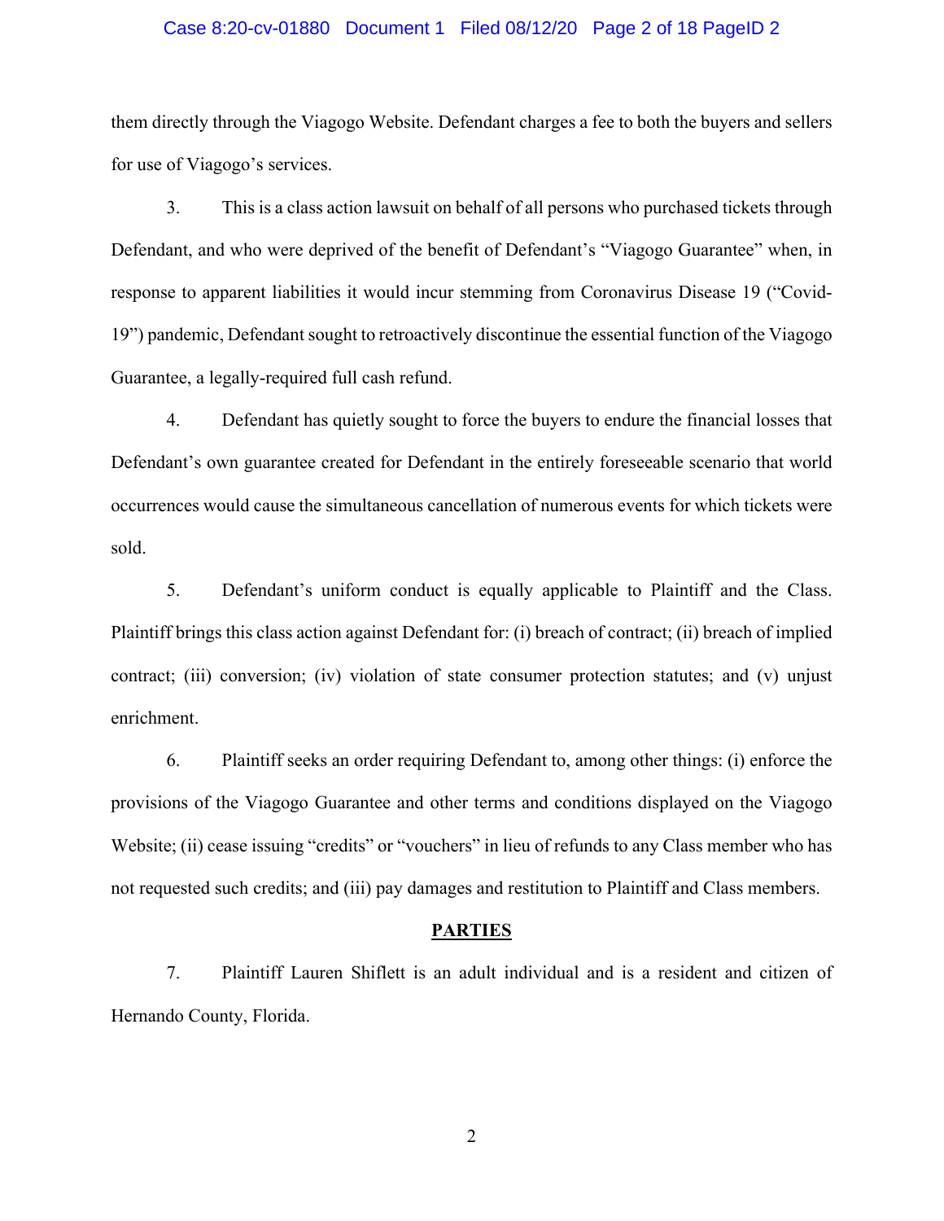them directly through the Viagogo Website. Defendant charges a fee to both the buyers and sellers for use of Viagogo's services.

3. This is a class action lawsuit on behalf of all persons who purchased tickets through Defendant, and who were deprived of the benefit of Defendant's "Viagogo Guarantee" when, in response to apparent liabilities it would incur stemming from Coronavirus Disease 19 ("Covid-19") pandemic, Defendant sought to retroactively discontinue the essential function of the Viagogo Guarantee, a legally-required full cash refund.

4. Defendant has quietly sought to force the buyers to endure the financial losses that Defendant's own guarantee created for Defendant in the entirely foreseeable scenario that world occurrences would cause the simultaneous cancellation of numerous events for which tickets were sold.

5. Defendant's uniform conduct is equally applicable to Plaintiff and the Class. Plaintiff brings this class action against Defendant for: (i) breach of contract; (ii) breach of implied contract; (iii) conversion; (iv) violation of state consumer protection statutes; and (v) unjust enrichment.

6. Plaintiff seeks an order requiring Defendant to, among other things: (i) enforce the provisions of the Viagogo Guarantee and other terms and conditions displayed on the Viagogo Website; (ii) cease issuing "credits" or "vouchers" in lieu of refunds to any Class member who has not requested such credits; and (iii) pay damages and restitution to Plaintiff and Class members.

## PARTIES

7. Plaintiff Lauren Shiflett is an adult individual and is a resident and citizen of Hernando County, Florida.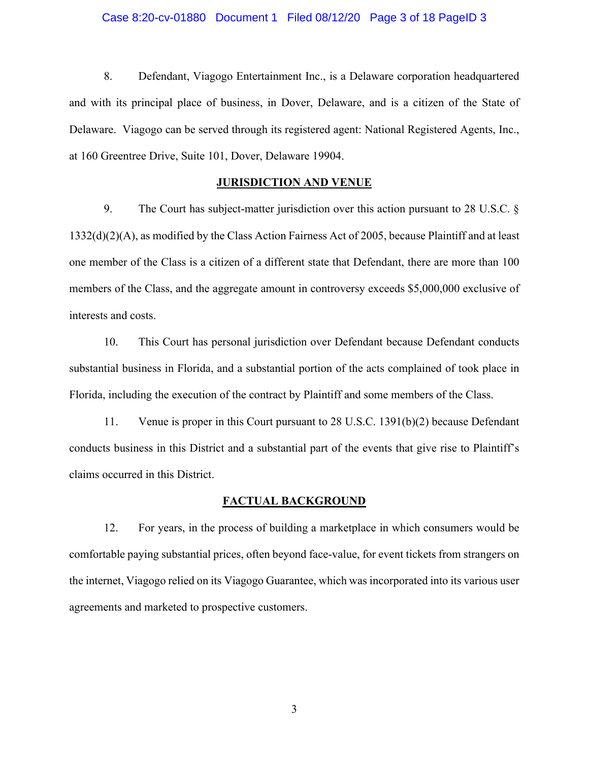8. Defendant, Viagogo Entertainment Inc., is a Delaware corporation headquartered and with its principal place of business, in Dover, Delaware, and is a citizen of the State of Delaware. Viagogo can be served through its registered agent: National Registered Agents, Inc., at 160 Greentree Drive, Suite 101, Dover, Delaware 19904.

## JURISDICTION AND VENUE

9. The Court has subject-matter jurisdiction over this action pursuant to 28 U.S.C. § 1332(d)(2)(A), as modified by the Class Action Fairness Act of 2005, because Plaintiff and at least one member of the Class is a citizen of a different state that Defendant, there are more than 100 members of the Class, and the aggregate amount in controversy exceeds $5,000,000 exclusive of interests and costs.

10. This Court has personal jurisdiction over Defendant because Defendant conducts substantial business in Florida, and a substantial portion of the acts complained of took place in Florida, including the execution of the contract by Plaintiff and some members of the Class.

11. Venue is proper in this Court pursuant to 28 U.S.C. 1391(b)(2) because Defendant conducts business in this District and a substantial part of the events that give rise to Plaintiff's claims occurred in this District.

## FACTUAL BACKGROUND

12. For years, in the process of building a marketplace in which consumers would be comfortable paying substantial prices, often beyond face-value, for event tickets from strangers on the internet, Viagogo relied on its Viagogo Guarantee, which was incorporated into its various user agreements and marketed to prospective customers.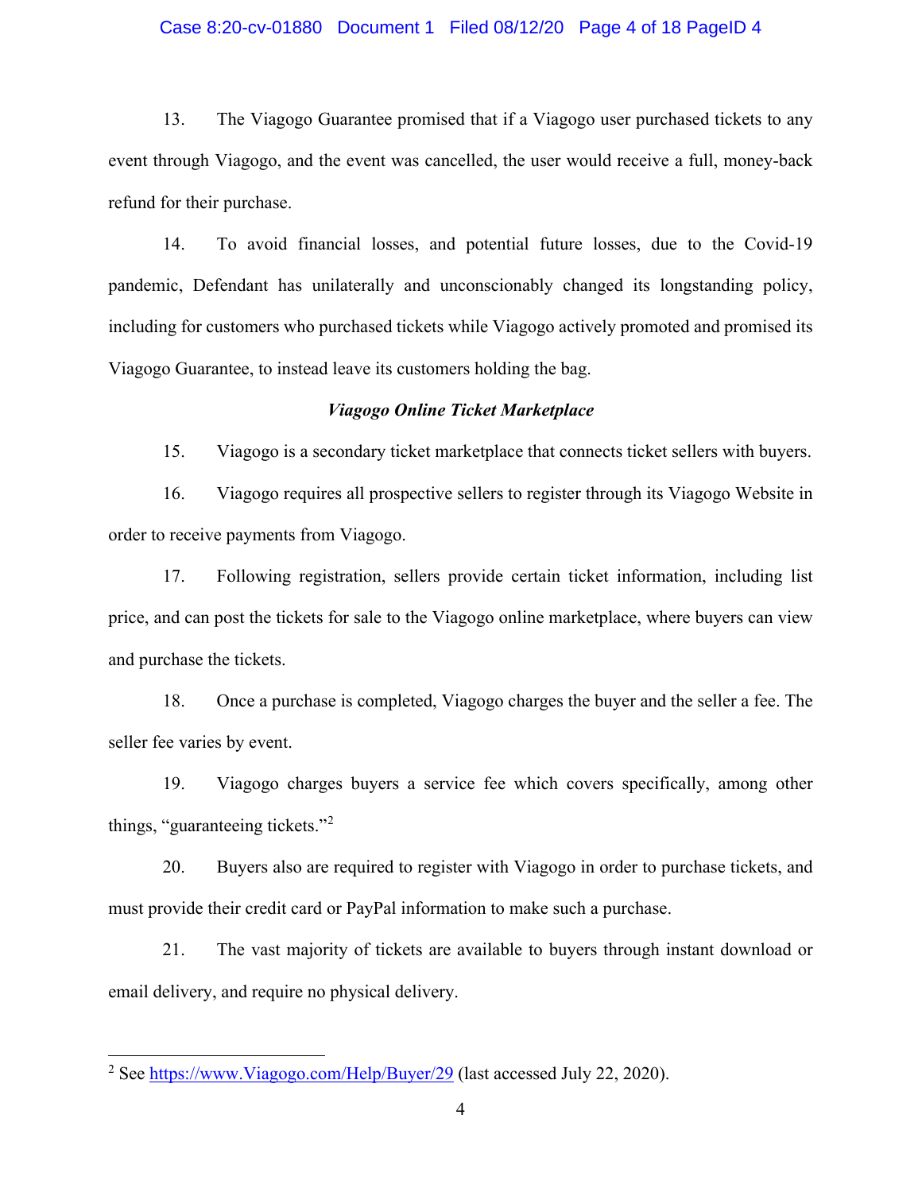13. The Viagogo Guarantee promised that if a Viagogo user purchased tickets to any event through Viagogo, and the event was cancelled, the user would receive a full, money-back refund for their purchase.

14. To avoid financial losses, and potential future losses, due to the Covid-19 pandemic, Defendant has unilaterally and unconscionably changed its longstanding policy, including for customers who purchased tickets while Viagogo actively promoted and promised its Viagogo Guarantee, to instead leave its customers holding the bag.

***Viagogo Online Ticket Marketplace***

15. Viagogo is a secondary ticket marketplace that connects ticket sellers with buyers.

16. Viagogo requires all prospective sellers to register through its Viagogo Website in order to receive payments from Viagogo.

17. Following registration, sellers provide certain ticket information, including list price, and can post the tickets for sale to the Viagogo online marketplace, where buyers can view and purchase the tickets.

18. Once a purchase is completed, Viagogo charges the buyer and the seller a fee. The seller fee varies by event.

19. Viagogo charges buyers a service fee which covers specifically, among other things, "guaranteeing tickets."[2]

20. Buyers also are required to register with Viagogo in order to purchase tickets, and must provide their credit card or PayPal information to make such a purchase.

21. The vast majority of tickets are available to buyers through instant download or email delivery, and require no physical delivery.

---

[2] See https://www.Viagogo.com/Help/Buyer/29 (last accessed July 22, 2020).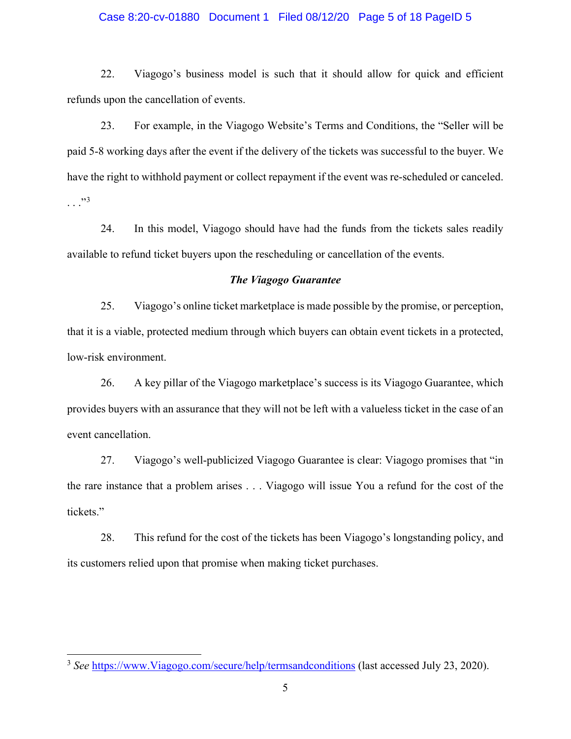22. Viagogo's business model is such that it should allow for quick and efficient refunds upon the cancellation of events.

23. For example, in the Viagogo Website's Terms and Conditions, the "Seller will be paid 5-8 working days after the event if the delivery of the tickets was successful to the buyer. We have the right to withhold payment or collect repayment if the event was re-scheduled or canceled. . . ."[3]

24. In this model, Viagogo should have had the funds from the tickets sales readily available to refund ticket buyers upon the rescheduling or cancellation of the events.

### *The Viagogo Guarantee*

25. Viagogo's online ticket marketplace is made possible by the promise, or perception, that it is a viable, protected medium through which buyers can obtain event tickets in a protected, low-risk environment.

26. A key pillar of the Viagogo marketplace's success is its Viagogo Guarantee, which provides buyers with an assurance that they will not be left with a valueless ticket in the case of an event cancellation.

27. Viagogo's well-publicized Viagogo Guarantee is clear: Viagogo promises that "in the rare instance that a problem arises . . . Viagogo will issue You a refund for the cost of the tickets."

28. This refund for the cost of the tickets has been Viagogo's longstanding policy, and its customers relied upon that promise when making ticket purchases.

---

[3] *See* https://www.Viagogo.com/secure/help/termsandconditions (last accessed July 23, 2020).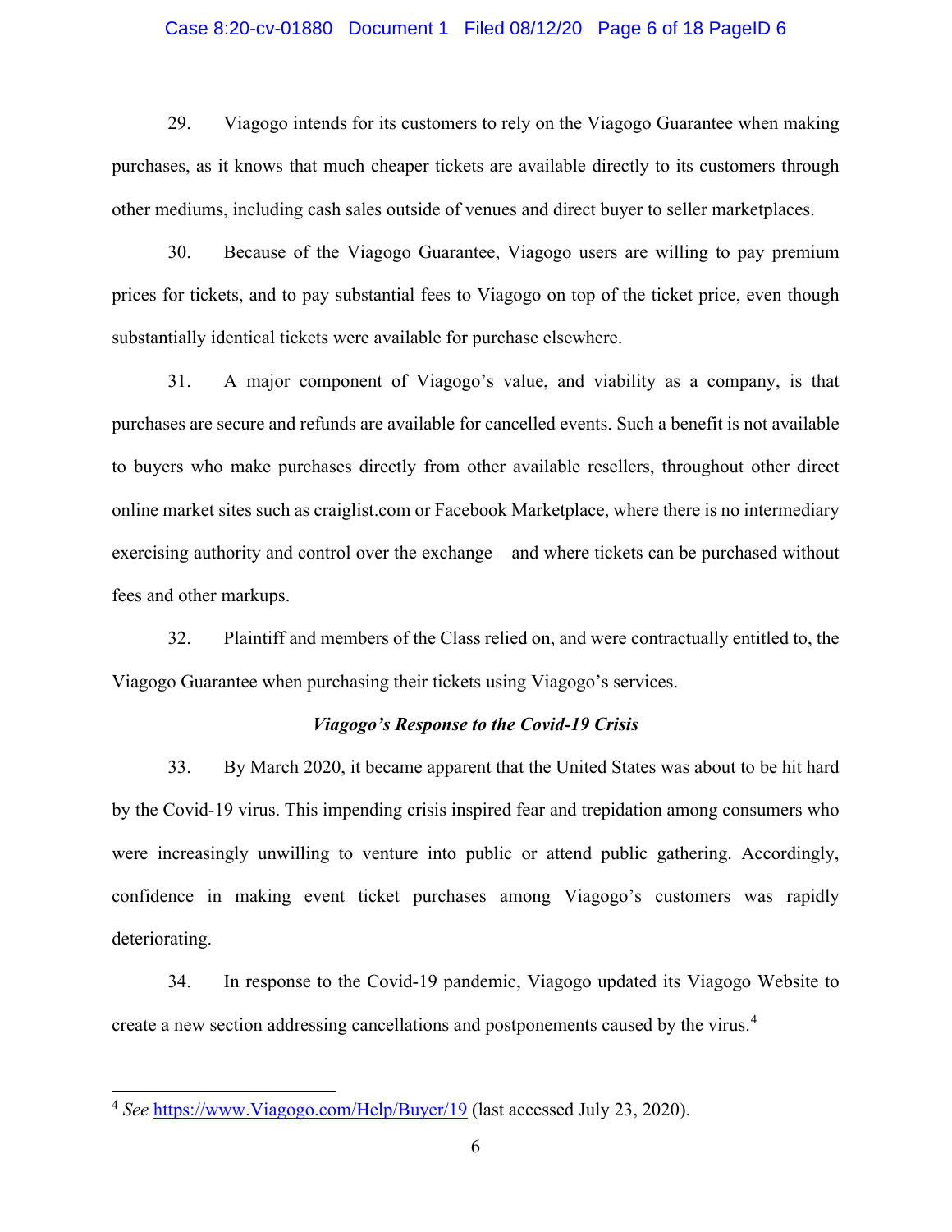29. Viagogo intends for its customers to rely on the Viagogo Guarantee when making purchases, as it knows that much cheaper tickets are available directly to its customers through other mediums, including cash sales outside of venues and direct buyer to seller marketplaces.

30. Because of the Viagogo Guarantee, Viagogo users are willing to pay premium prices for tickets, and to pay substantial fees to Viagogo on top of the ticket price, even though substantially identical tickets were available for purchase elsewhere.

31. A major component of Viagogo's value, and viability as a company, is that purchases are secure and refunds are available for cancelled events. Such a benefit is not available to buyers who make purchases directly from other available resellers, throughout other direct online market sites such as craiglist.com or Facebook Marketplace, where there is no intermediary exercising authority and control over the exchange – and where tickets can be purchased without fees and other markups.

32. Plaintiff and members of the Class relied on, and were contractually entitled to, the Viagogo Guarantee when purchasing their tickets using Viagogo's services.

***Viagogo's Response to the Covid-19 Crisis***

33. By March 2020, it became apparent that the United States was about to be hit hard by the Covid-19 virus. This impending crisis inspired fear and trepidation among consumers who were increasingly unwilling to venture into public or attend public gathering. Accordingly, confidence in making event ticket purchases among Viagogo's customers was rapidly deteriorating.

34. In response to the Covid-19 pandemic, Viagogo updated its Viagogo Website to create a new section addressing cancellations and postponements caused by the virus.[4]

---

[4] *See* https://www.Viagogo.com/Help/Buyer/19 (last accessed July 23, 2020).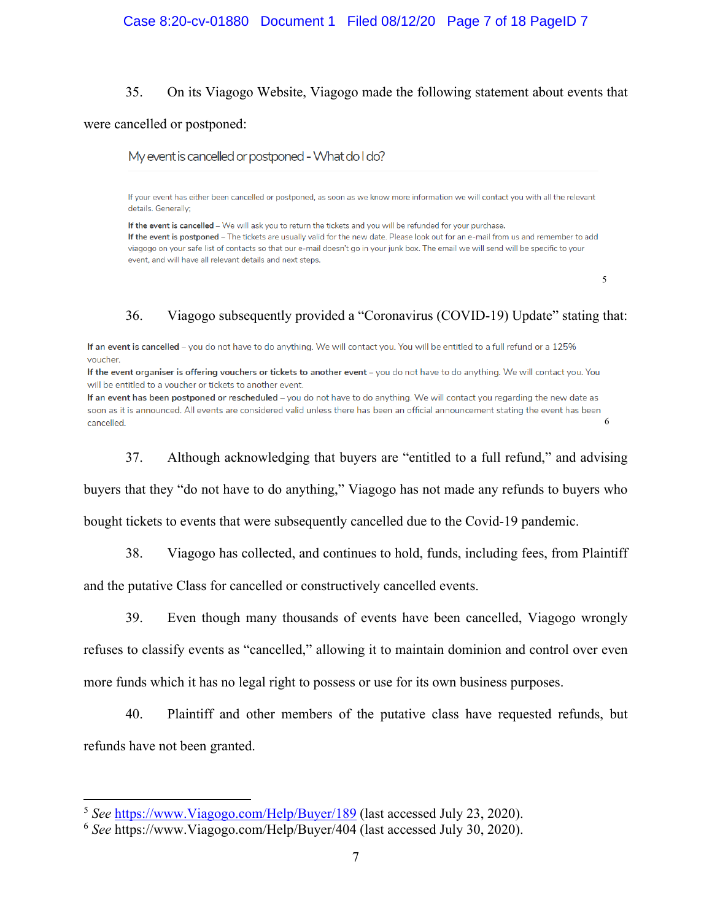35. On its Viagogo Website, Viagogo made the following statement about events that were cancelled or postponed:

> My event is cancelled or postponed - What do I do?
>
> If your event has either been cancelled or postponed, as soon as we know more information we will contact you with all the relevant details. Generally;
>
> **If the event is cancelled** – We will ask you to return the tickets and you will be refunded for your purchase.
> **If the event is postponed** – The tickets are usually valid for the new date. Please look out for an e-mail from us and remember to add viagogo on your safe list of contacts so that our e-mail doesn't go in your junk box. The email we will send will be specific to your event, and will have all relevant details and next steps.[5]

36. Viagogo subsequently provided a "Coronavirus (COVID-19) Update" stating that:

> **If an event is cancelled** – you do not have to do anything. We will contact you. You will be entitled to a full refund or a 125% voucher.
> **If the event organiser is offering vouchers or tickets to another event** – you do not have to do anything. We will contact you. You will be entitled to a voucher or tickets to another event.
> **If an event has been postponed or rescheduled** – you do not have to do anything. We will contact you regarding the new date as soon as it is announced. All events are considered valid unless there has been an official announcement stating the event has been cancelled.[6]

37. Although acknowledging that buyers are "entitled to a full refund," and advising buyers that they "do not have to do anything," Viagogo has not made any refunds to buyers who bought tickets to events that were subsequently cancelled due to the Covid-19 pandemic.

38. Viagogo has collected, and continues to hold, funds, including fees, from Plaintiff and the putative Class for cancelled or constructively cancelled events.

39. Even though many thousands of events have been cancelled, Viagogo wrongly refuses to classify events as "cancelled," allowing it to maintain dominion and control over even more funds which it has no legal right to possess or use for its own business purposes.

40. Plaintiff and other members of the putative class have requested refunds, but refunds have not been granted.

---

[5] *See* https://www.Viagogo.com/Help/Buyer/189 (last accessed July 23, 2020).

[6] *See* https://www.Viagogo.com/Help/Buyer/404 (last accessed July 30, 2020).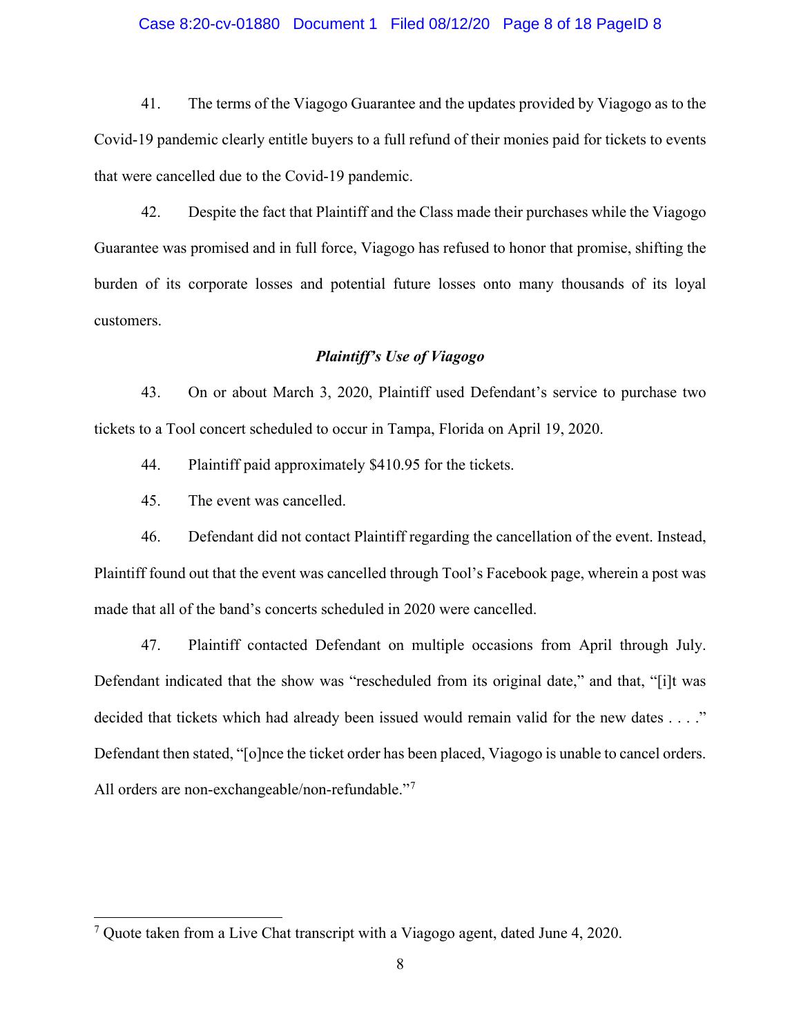41. The terms of the Viagogo Guarantee and the updates provided by Viagogo as to the Covid-19 pandemic clearly entitle buyers to a full refund of their monies paid for tickets to events that were cancelled due to the Covid-19 pandemic.

42. Despite the fact that Plaintiff and the Class made their purchases while the Viagogo Guarantee was promised and in full force, Viagogo has refused to honor that promise, shifting the burden of its corporate losses and potential future losses onto many thousands of its loyal customers.

### *Plaintiff's Use of Viagogo*

43. On or about March 3, 2020, Plaintiff used Defendant's service to purchase two tickets to a Tool concert scheduled to occur in Tampa, Florida on April 19, 2020.

44. Plaintiff paid approximately $410.95 for the tickets.

45. The event was cancelled.

46. Defendant did not contact Plaintiff regarding the cancellation of the event. Instead, Plaintiff found out that the event was cancelled through Tool's Facebook page, wherein a post was made that all of the band's concerts scheduled in 2020 were cancelled.

47. Plaintiff contacted Defendant on multiple occasions from April through July. Defendant indicated that the show was "rescheduled from its original date," and that, "[i]t was decided that tickets which had already been issued would remain valid for the new dates . . . ." Defendant then stated, "[o]nce the ticket order has been placed, Viagogo is unable to cancel orders. All orders are non-exchangeable/non-refundable."[7]

---

[7] Quote taken from a Live Chat transcript with a Viagogo agent, dated June 4, 2020.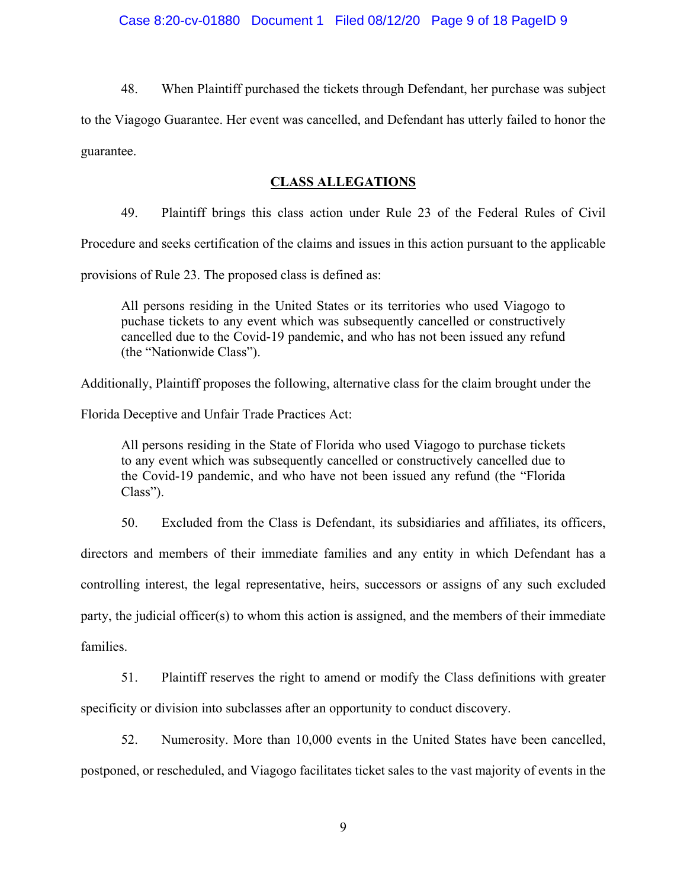48. When Plaintiff purchased the tickets through Defendant, her purchase was subject to the Viagogo Guarantee. Her event was cancelled, and Defendant has utterly failed to honor the guarantee.

## CLASS ALLEGATIONS

49. Plaintiff brings this class action under Rule 23 of the Federal Rules of Civil Procedure and seeks certification of the claims and issues in this action pursuant to the applicable provisions of Rule 23. The proposed class is defined as:

> All persons residing in the United States or its territories who used Viagogo to puchase tickets to any event which was subsequently cancelled or constructively cancelled due to the Covid-19 pandemic, and who has not been issued any refund (the "Nationwide Class").

Additionally, Plaintiff proposes the following, alternative class for the claim brought under the Florida Deceptive and Unfair Trade Practices Act:

> All persons residing in the State of Florida who used Viagogo to purchase tickets to any event which was subsequently cancelled or constructively cancelled due to the Covid-19 pandemic, and who have not been issued any refund (the "Florida Class").

50. Excluded from the Class is Defendant, its subsidiaries and affiliates, its officers, directors and members of their immediate families and any entity in which Defendant has a controlling interest, the legal representative, heirs, successors or assigns of any such excluded party, the judicial officer(s) to whom this action is assigned, and the members of their immediate families.

51. Plaintiff reserves the right to amend or modify the Class definitions with greater specificity or division into subclasses after an opportunity to conduct discovery.

52. Numerosity. More than 10,000 events in the United States have been cancelled, postponed, or rescheduled, and Viagogo facilitates ticket sales to the vast majority of events in the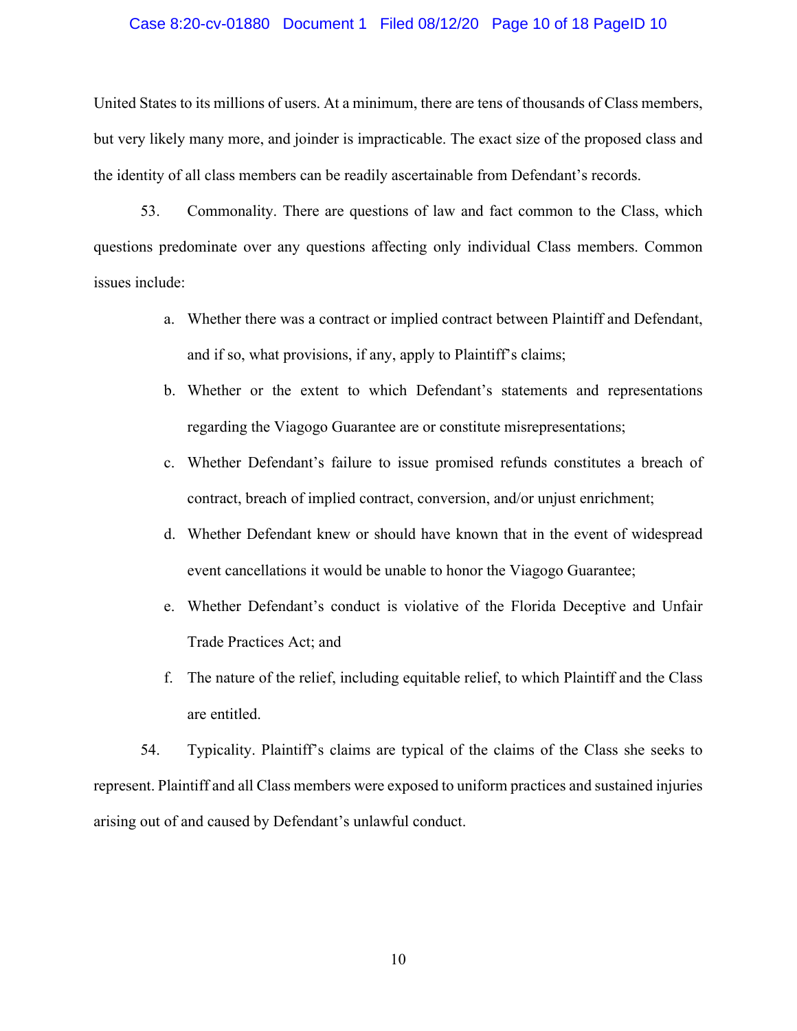United States to its millions of users. At a minimum, there are tens of thousands of Class members, but very likely many more, and joinder is impracticable. The exact size of the proposed class and the identity of all class members can be readily ascertainable from Defendant's records.

53. Commonality. There are questions of law and fact common to the Class, which questions predominate over any questions affecting only individual Class members. Common issues include:

a. Whether there was a contract or implied contract between Plaintiff and Defendant, and if so, what provisions, if any, apply to Plaintiff's claims;

b. Whether or the extent to which Defendant's statements and representations regarding the Viagogo Guarantee are or constitute misrepresentations;

c. Whether Defendant's failure to issue promised refunds constitutes a breach of contract, breach of implied contract, conversion, and/or unjust enrichment;

d. Whether Defendant knew or should have known that in the event of widespread event cancellations it would be unable to honor the Viagogo Guarantee;

e. Whether Defendant's conduct is violative of the Florida Deceptive and Unfair Trade Practices Act; and

f. The nature of the relief, including equitable relief, to which Plaintiff and the Class are entitled.

54. Typicality. Plaintiff's claims are typical of the claims of the Class she seeks to represent. Plaintiff and all Class members were exposed to uniform practices and sustained injuries arising out of and caused by Defendant's unlawful conduct.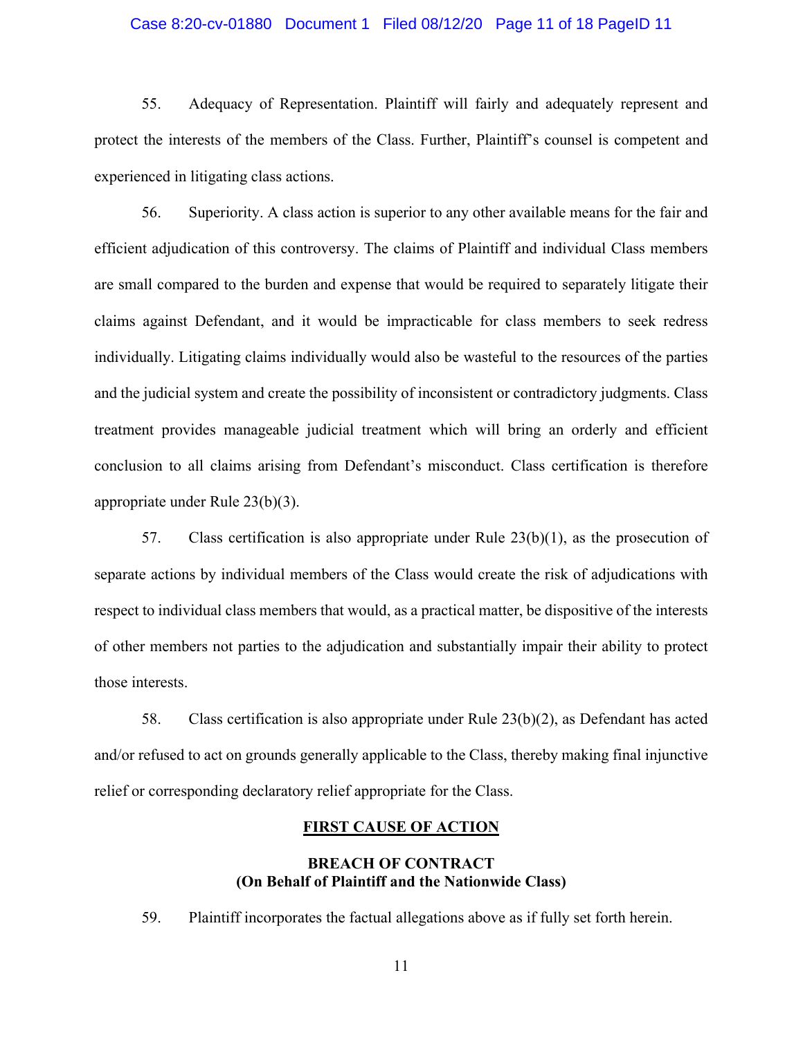55. Adequacy of Representation. Plaintiff will fairly and adequately represent and protect the interests of the members of the Class. Further, Plaintiff's counsel is competent and experienced in litigating class actions.

56. Superiority. A class action is superior to any other available means for the fair and efficient adjudication of this controversy. The claims of Plaintiff and individual Class members are small compared to the burden and expense that would be required to separately litigate their claims against Defendant, and it would be impracticable for class members to seek redress individually. Litigating claims individually would also be wasteful to the resources of the parties and the judicial system and create the possibility of inconsistent or contradictory judgments. Class treatment provides manageable judicial treatment which will bring an orderly and efficient conclusion to all claims arising from Defendant's misconduct. Class certification is therefore appropriate under Rule 23(b)(3).

57. Class certification is also appropriate under Rule 23(b)(1), as the prosecution of separate actions by individual members of the Class would create the risk of adjudications with respect to individual class members that would, as a practical matter, be dispositive of the interests of other members not parties to the adjudication and substantially impair their ability to protect those interests.

58. Class certification is also appropriate under Rule 23(b)(2), as Defendant has acted and/or refused to act on grounds generally applicable to the Class, thereby making final injunctive relief or corresponding declaratory relief appropriate for the Class.

## FIRST CAUSE OF ACTION

### BREACH OF CONTRACT
### (On Behalf of Plaintiff and the Nationwide Class)

59. Plaintiff incorporates the factual allegations above as if fully set forth herein.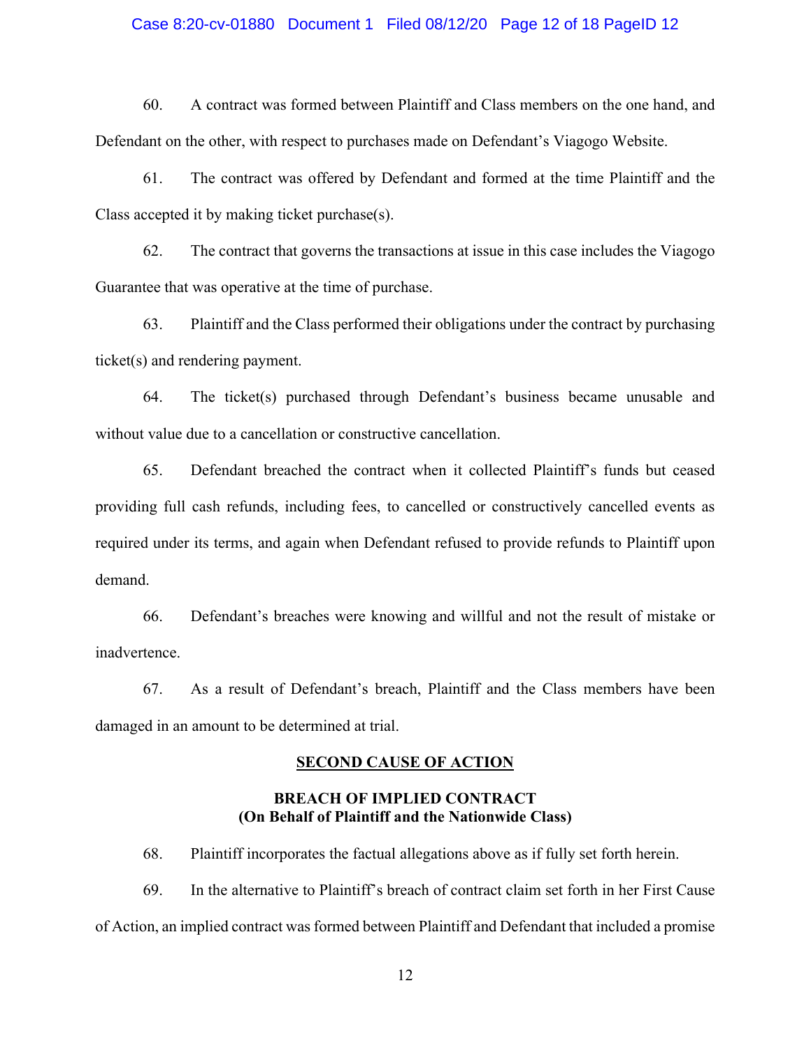60. A contract was formed between Plaintiff and Class members on the one hand, and Defendant on the other, with respect to purchases made on Defendant's Viagogo Website.

61. The contract was offered by Defendant and formed at the time Plaintiff and the Class accepted it by making ticket purchase(s).

62. The contract that governs the transactions at issue in this case includes the Viagogo Guarantee that was operative at the time of purchase.

63. Plaintiff and the Class performed their obligations under the contract by purchasing ticket(s) and rendering payment.

64. The ticket(s) purchased through Defendant's business became unusable and without value due to a cancellation or constructive cancellation.

65. Defendant breached the contract when it collected Plaintiff's funds but ceased providing full cash refunds, including fees, to cancelled or constructively cancelled events as required under its terms, and again when Defendant refused to provide refunds to Plaintiff upon demand.

66. Defendant's breaches were knowing and willful and not the result of mistake or inadvertence.

67. As a result of Defendant's breach, Plaintiff and the Class members have been damaged in an amount to be determined at trial.

## SECOND CAUSE OF ACTION

### BREACH OF IMPLIED CONTRACT
### (On Behalf of Plaintiff and the Nationwide Class)

68. Plaintiff incorporates the factual allegations above as if fully set forth herein.

69. In the alternative to Plaintiff's breach of contract claim set forth in her First Cause of Action, an implied contract was formed between Plaintiff and Defendant that included a promise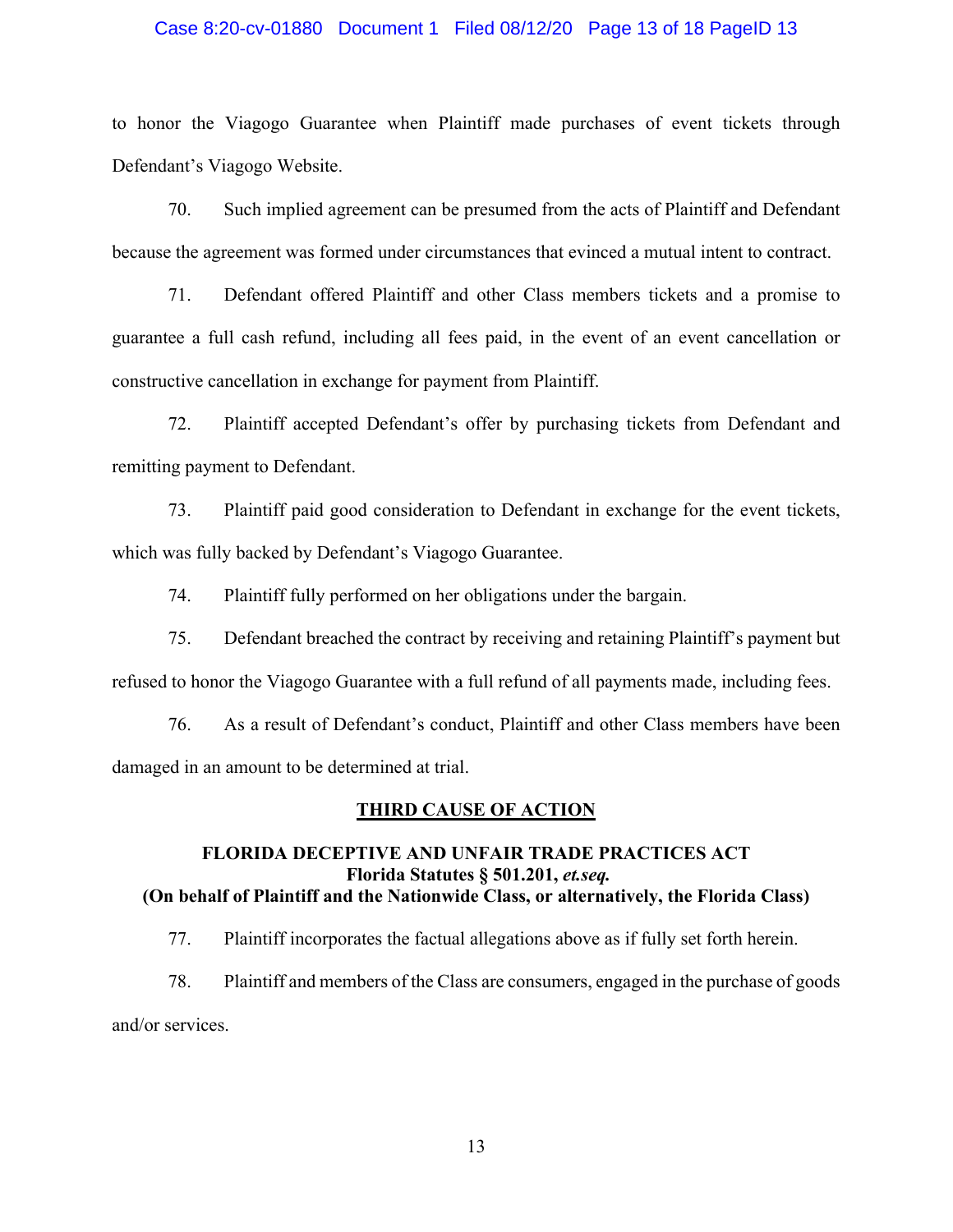to honor the Viagogo Guarantee when Plaintiff made purchases of event tickets through Defendant's Viagogo Website.

70. Such implied agreement can be presumed from the acts of Plaintiff and Defendant because the agreement was formed under circumstances that evinced a mutual intent to contract.

71. Defendant offered Plaintiff and other Class members tickets and a promise to guarantee a full cash refund, including all fees paid, in the event of an event cancellation or constructive cancellation in exchange for payment from Plaintiff.

72. Plaintiff accepted Defendant's offer by purchasing tickets from Defendant and remitting payment to Defendant.

73. Plaintiff paid good consideration to Defendant in exchange for the event tickets, which was fully backed by Defendant's Viagogo Guarantee.

74. Plaintiff fully performed on her obligations under the bargain.

75. Defendant breached the contract by receiving and retaining Plaintiff's payment but refused to honor the Viagogo Guarantee with a full refund of all payments made, including fees.

76. As a result of Defendant's conduct, Plaintiff and other Class members have been damaged in an amount to be determined at trial.

## <u>THIRD CAUSE OF ACTION</u>

### FLORIDA DECEPTIVE AND UNFAIR TRADE PRACTICES ACT
### Florida Statutes § 501.201, *et.seq.*
### (On behalf of Plaintiff and the Nationwide Class, or alternatively, the Florida Class)

77. Plaintiff incorporates the factual allegations above as if fully set forth herein.

78. Plaintiff and members of the Class are consumers, engaged in the purchase of goods and/or services.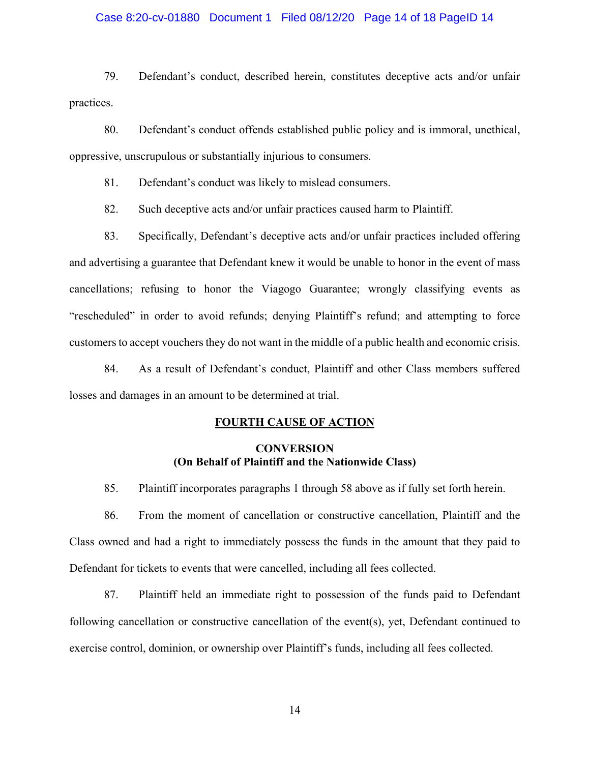79. Defendant's conduct, described herein, constitutes deceptive acts and/or unfair practices.

80. Defendant's conduct offends established public policy and is immoral, unethical, oppressive, unscrupulous or substantially injurious to consumers.

81. Defendant's conduct was likely to mislead consumers.

82. Such deceptive acts and/or unfair practices caused harm to Plaintiff.

83. Specifically, Defendant's deceptive acts and/or unfair practices included offering and advertising a guarantee that Defendant knew it would be unable to honor in the event of mass cancellations; refusing to honor the Viagogo Guarantee; wrongly classifying events as "rescheduled" in order to avoid refunds; denying Plaintiff's refund; and attempting to force customers to accept vouchers they do not want in the middle of a public health and economic crisis.

84. As a result of Defendant's conduct, Plaintiff and other Class members suffered losses and damages in an amount to be determined at trial.

## FOURTH CAUSE OF ACTION

### CONVERSION
### (On Behalf of Plaintiff and the Nationwide Class)

85. Plaintiff incorporates paragraphs 1 through 58 above as if fully set forth herein.

86. From the moment of cancellation or constructive cancellation, Plaintiff and the Class owned and had a right to immediately possess the funds in the amount that they paid to Defendant for tickets to events that were cancelled, including all fees collected.

87. Plaintiff held an immediate right to possession of the funds paid to Defendant following cancellation or constructive cancellation of the event(s), yet, Defendant continued to exercise control, dominion, or ownership over Plaintiff's funds, including all fees collected.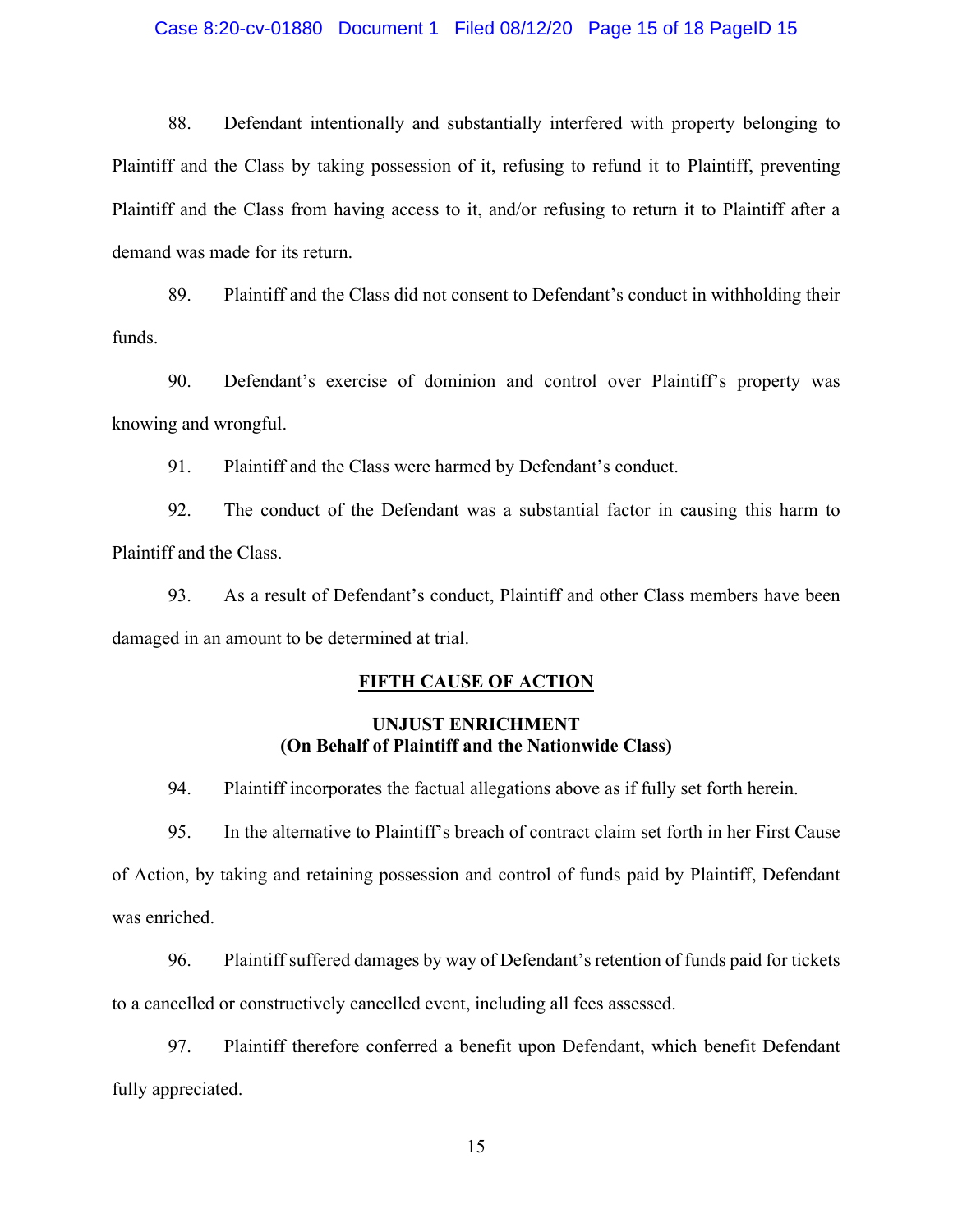88. Defendant intentionally and substantially interfered with property belonging to Plaintiff and the Class by taking possession of it, refusing to refund it to Plaintiff, preventing Plaintiff and the Class from having access to it, and/or refusing to return it to Plaintiff after a demand was made for its return.

89. Plaintiff and the Class did not consent to Defendant's conduct in withholding their funds.

90. Defendant's exercise of dominion and control over Plaintiff's property was knowing and wrongful.

91. Plaintiff and the Class were harmed by Defendant's conduct.

92. The conduct of the Defendant was a substantial factor in causing this harm to Plaintiff and the Class.

93. As a result of Defendant's conduct, Plaintiff and other Class members have been damaged in an amount to be determined at trial.

## FIFTH CAUSE OF ACTION

### UNJUST ENRICHMENT
### (On Behalf of Plaintiff and the Nationwide Class)

94. Plaintiff incorporates the factual allegations above as if fully set forth herein.

95. In the alternative to Plaintiff's breach of contract claim set forth in her First Cause of Action, by taking and retaining possession and control of funds paid by Plaintiff, Defendant was enriched.

96. Plaintiff suffered damages by way of Defendant's retention of funds paid for tickets to a cancelled or constructively cancelled event, including all fees assessed.

97. Plaintiff therefore conferred a benefit upon Defendant, which benefit Defendant fully appreciated.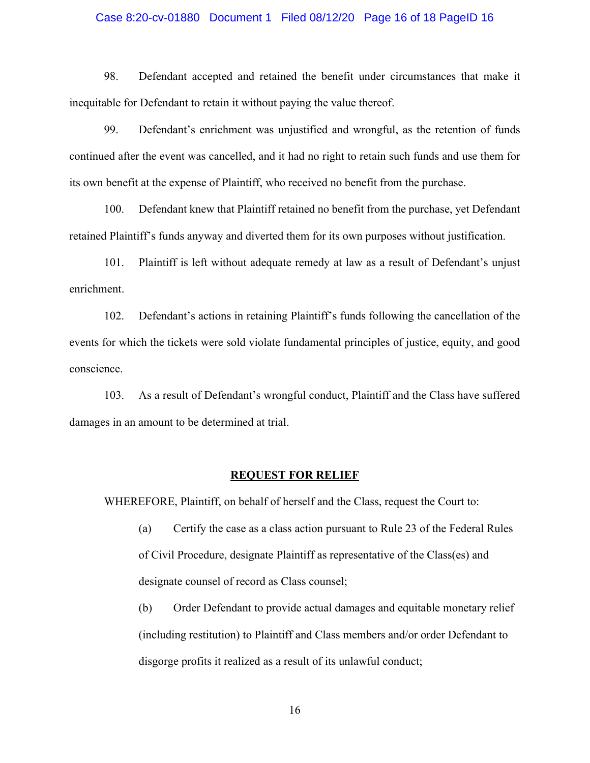98. Defendant accepted and retained the benefit under circumstances that make it inequitable for Defendant to retain it without paying the value thereof.

99. Defendant's enrichment was unjustified and wrongful, as the retention of funds continued after the event was cancelled, and it had no right to retain such funds and use them for its own benefit at the expense of Plaintiff, who received no benefit from the purchase.

100. Defendant knew that Plaintiff retained no benefit from the purchase, yet Defendant retained Plaintiff's funds anyway and diverted them for its own purposes without justification.

101. Plaintiff is left without adequate remedy at law as a result of Defendant's unjust enrichment.

102. Defendant's actions in retaining Plaintiff's funds following the cancellation of the events for which the tickets were sold violate fundamental principles of justice, equity, and good conscience.

103. As a result of Defendant's wrongful conduct, Plaintiff and the Class have suffered damages in an amount to be determined at trial.

## **REQUEST FOR RELIEF**

WHEREFORE, Plaintiff, on behalf of herself and the Class, request the Court to:

(a) Certify the case as a class action pursuant to Rule 23 of the Federal Rules of Civil Procedure, designate Plaintiff as representative of the Class(es) and designate counsel of record as Class counsel;

(b) Order Defendant to provide actual damages and equitable monetary relief (including restitution) to Plaintiff and Class members and/or order Defendant to disgorge profits it realized as a result of its unlawful conduct;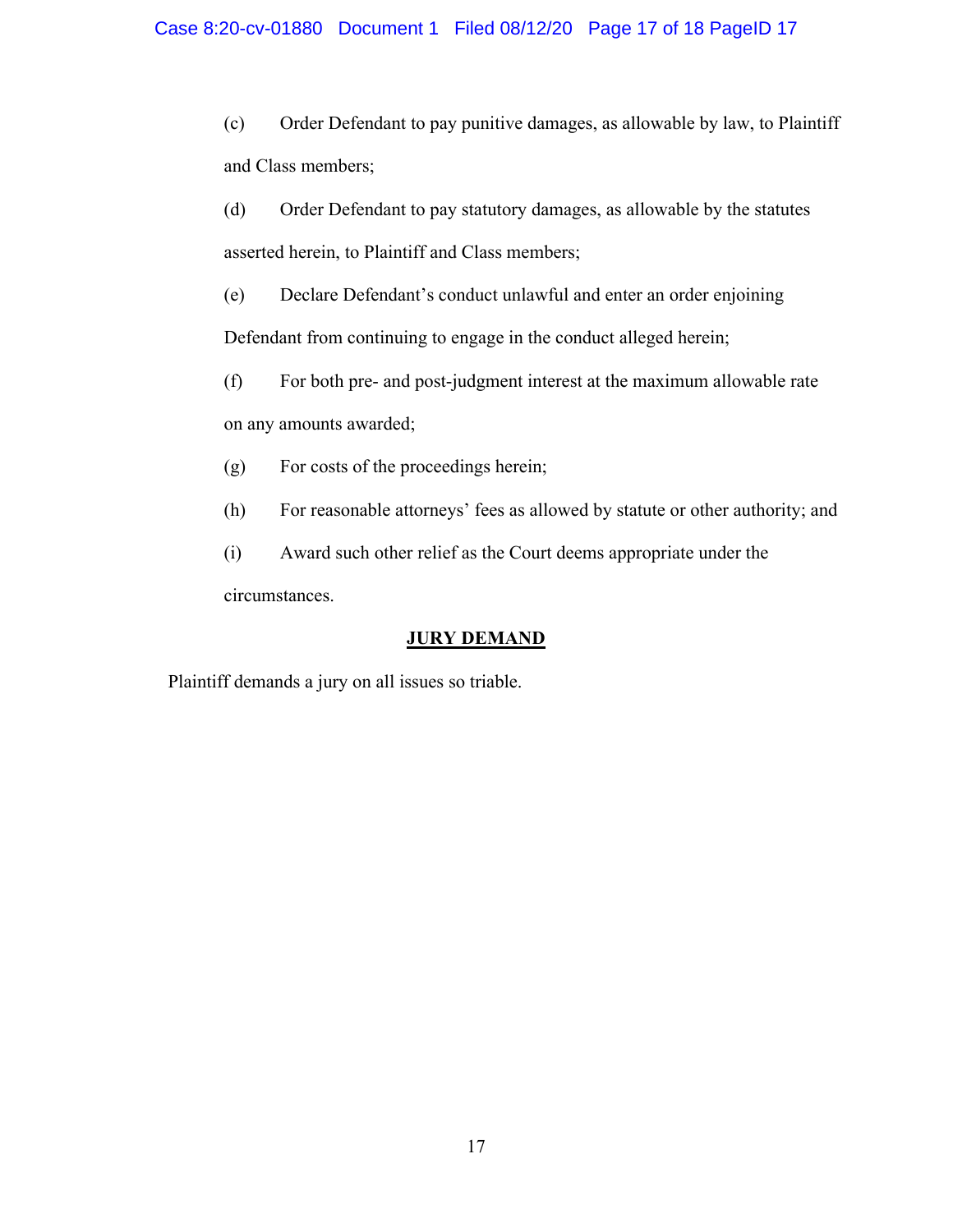(c) Order Defendant to pay punitive damages, as allowable by law, to Plaintiff and Class members;

(d) Order Defendant to pay statutory damages, as allowable by the statutes asserted herein, to Plaintiff and Class members;

(e) Declare Defendant's conduct unlawful and enter an order enjoining Defendant from continuing to engage in the conduct alleged herein;

(f) For both pre- and post-judgment interest at the maximum allowable rate on any amounts awarded;

(g) For costs of the proceedings herein;

(h) For reasonable attorneys' fees as allowed by statute or other authority; and

(i) Award such other relief as the Court deems appropriate under the circumstances.

## **JURY DEMAND**

Plaintiff demands a jury on all issues so triable.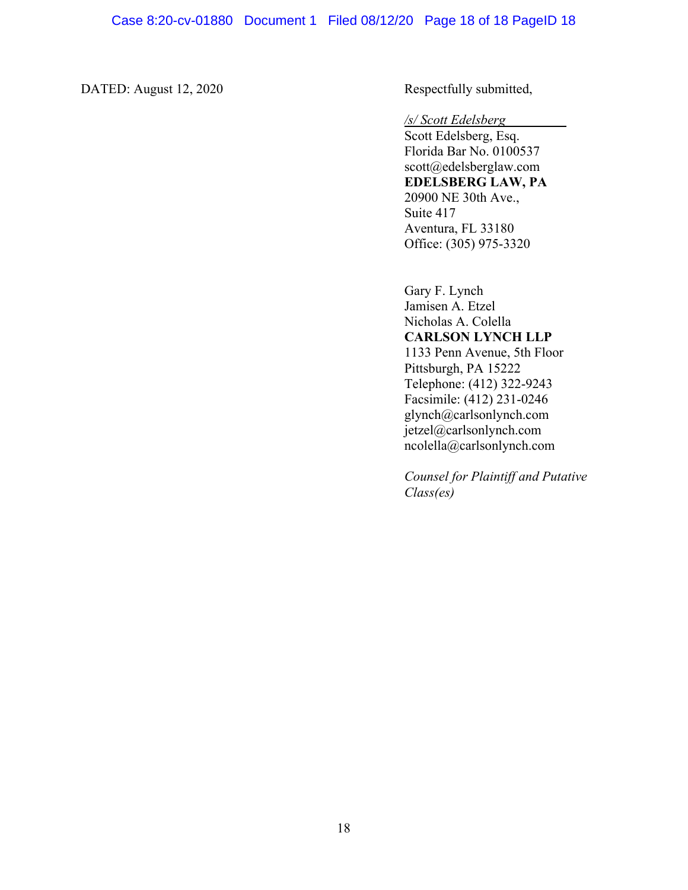DATED: August 12, 2020

Respectfully submitted,

*/s/ Scott Edelsberg*
Scott Edelsberg, Esq.
Florida Bar No. 0100537
scott@edelsberglaw.com
**EDELSBERG LAW, PA**
20900 NE 30th Ave.,
Suite 417
Aventura, FL 33180
Office: (305) 975-3320

Gary F. Lynch
Jamisen A. Etzel
Nicholas A. Colella
**CARLSON LYNCH LLP**
1133 Penn Avenue, 5th Floor
Pittsburgh, PA 15222
Telephone: (412) 322-9243
Facsimile: (412) 231-0246
glynch@carlsonlynch.com
jetzel@carlsonlynch.com
ncolella@carlsonlynch.com

*Counsel for Plaintiff and Putative Class(es)*